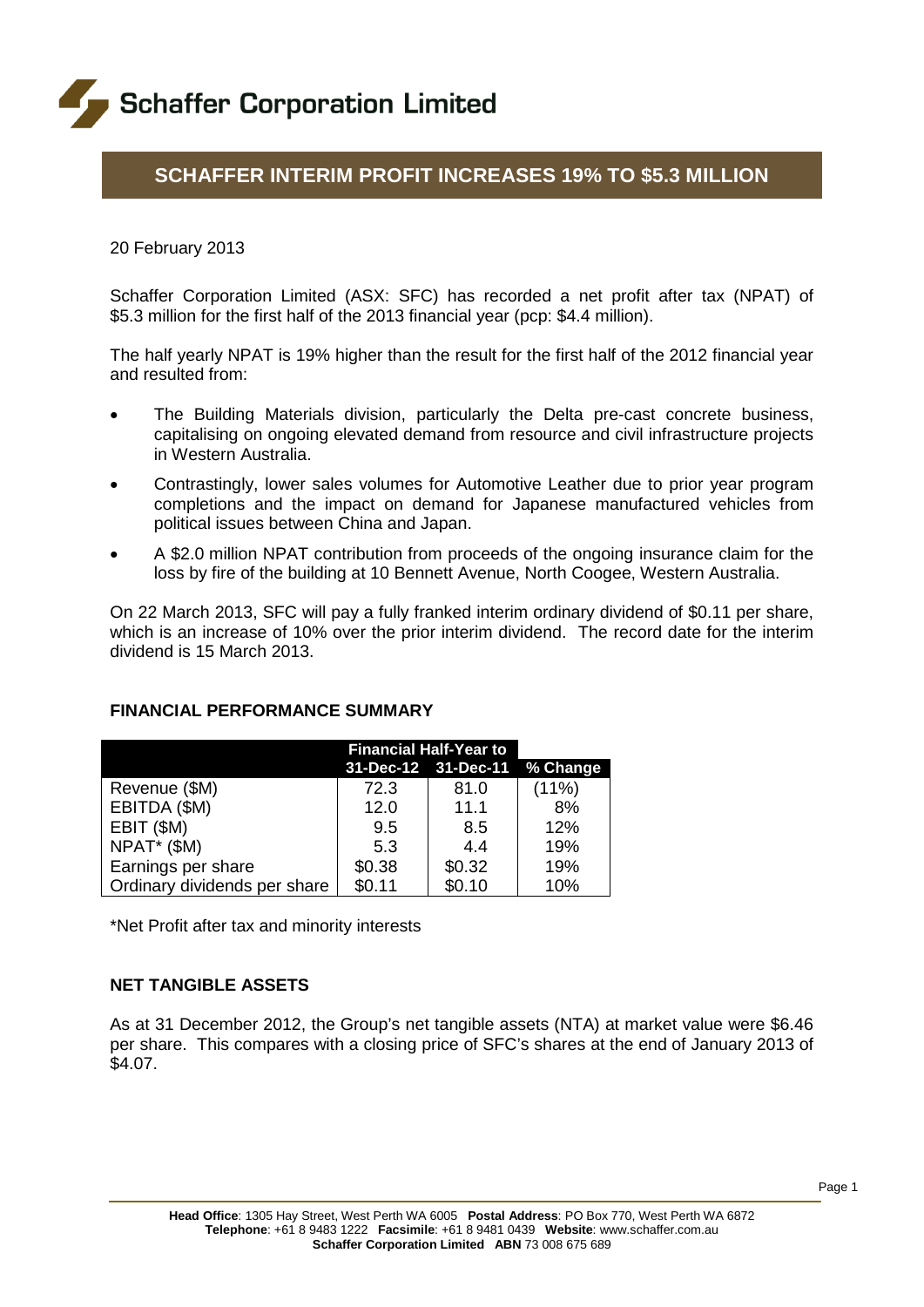# Schaffer Corporation Limited

## SCHAFFER INTERIM PROFIT INCREASES 19% TO $5.3 MILLION

20 February 2013

Schaffer Corporation Limited (ASX: SFC) has recorded a net profit after tax (NPAT) of $5.3 million for the first half of the 2013 financial year (pcp: $4.4 million).

The half yearly NPAT is 19% higher than the result for the first half of the 2012 financial year and resulted from:

- The Building Materials division, particularly the Delta pre-cast concrete business, capitalising on ongoing elevated demand from resource and civil infrastructure projects in Western Australia.
- Contrastingly, lower sales volumes for Automotive Leather due to prior year program completions and the impact on demand for Japanese manufactured vehicles from political issues between China and Japan.
- A $2.0 million NPAT contribution from proceeds of the ongoing insurance claim for the loss by fire of the building at 10 Bennett Avenue, North Coogee, Western Australia.

On 22 March 2013, SFC will pay a fully franked interim ordinary dividend of $0.11 per share, which is an increase of 10% over the prior interim dividend. The record date for the interim dividend is 15 March 2013.

### FINANCIAL PERFORMANCE SUMMARY

| | Financial Half-Year to | | |
|---|---|---|---|
| | 31-Dec-12 | 31-Dec-11 | % Change |
| Revenue ($M) | 72.3 | 81.0 | (11%) |
| EBITDA ($M) | 12.0 | 11.1 | 8% |
| EBIT ($M) | 9.5 | 8.5 | 12% |
| NPAT* ($M) | 5.3 | 4.4 | 19% |
| Earnings per share | $0.38 | $0.32 | 19% |
| Ordinary dividends per share | $0.11 | $0.10 | 10% |

*Net Profit after tax and minority interests

### NET TANGIBLE ASSETS

As at 31 December 2012, the Group's net tangible assets (NTA) at market value were $6.46 per share. This compares with a closing price of SFC's shares at the end of January 2013 of $4.07.

**Head Office**: 1305 Hay Street, West Perth WA 6005 **Postal Address**: PO Box 770, West Perth WA 6872
**Telephone**: +61 8 9483 1222 **Facsimile**: +61 8 9481 0439 **Website**: www.schaffer.com.au
**Schaffer Corporation Limited ABN** 73 008 675 689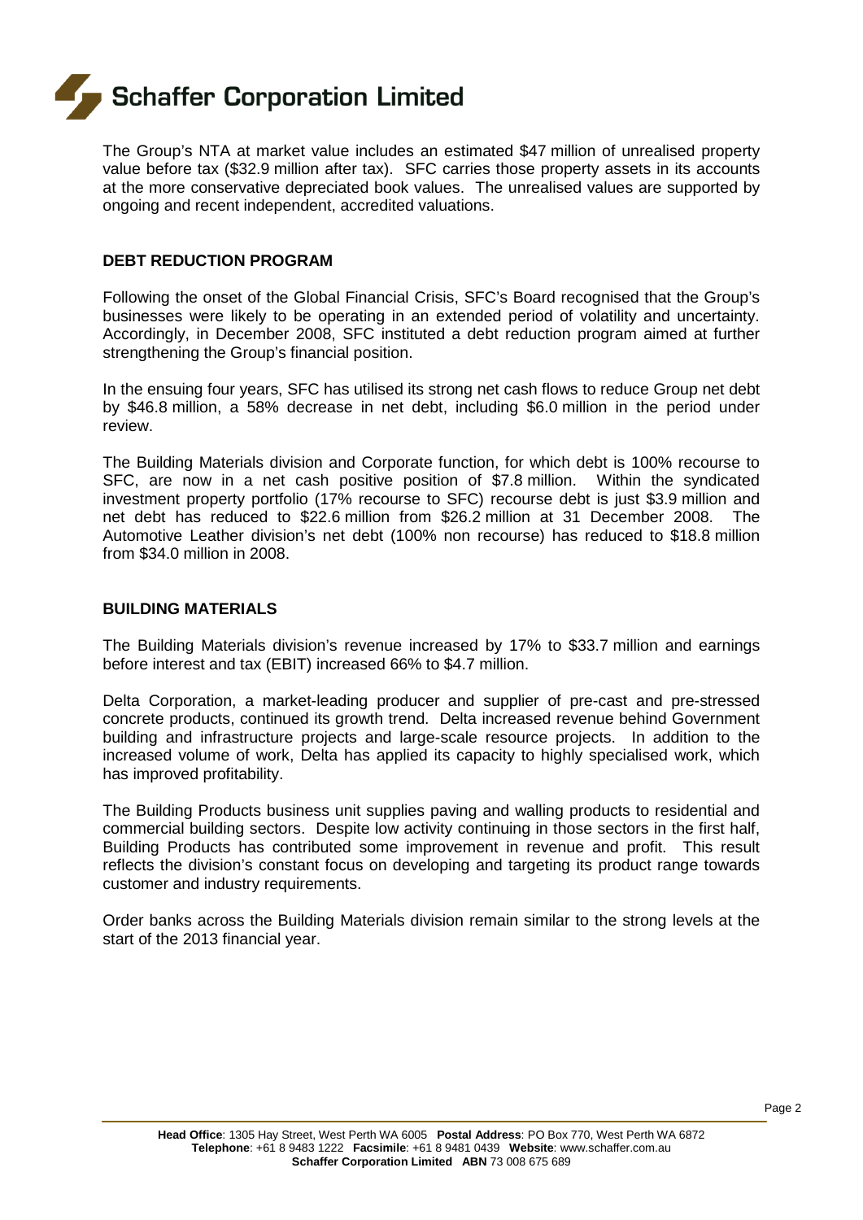The Group's NTA at market value includes an estimated \$47 million of unrealised property value before tax (\$32.9 million after tax). SFC carries those property assets in its accounts at the more conservative depreciated book values. The unrealised values are supported by ongoing and recent independent, accredited valuations.

## DEBT REDUCTION PROGRAM

Following the onset of the Global Financial Crisis, SFC's Board recognised that the Group's businesses were likely to be operating in an extended period of volatility and uncertainty. Accordingly, in December 2008, SFC instituted a debt reduction program aimed at further strengthening the Group's financial position.

In the ensuing four years, SFC has utilised its strong net cash flows to reduce Group net debt by \$46.8 million, a 58% decrease in net debt, including \$6.0 million in the period under review.

The Building Materials division and Corporate function, for which debt is 100% recourse to SFC, are now in a net cash positive position of \$7.8 million. Within the syndicated investment property portfolio (17% recourse to SFC) recourse debt is just \$3.9 million and net debt has reduced to \$22.6 million from \$26.2 million at 31 December 2008. The Automotive Leather division's net debt (100% non recourse) has reduced to \$18.8 million from \$34.0 million in 2008.

## BUILDING MATERIALS

The Building Materials division's revenue increased by 17% to \$33.7 million and earnings before interest and tax (EBIT) increased 66% to \$4.7 million.

Delta Corporation, a market-leading producer and supplier of pre-cast and pre-stressed concrete products, continued its growth trend. Delta increased revenue behind Government building and infrastructure projects and large-scale resource projects. In addition to the increased volume of work, Delta has applied its capacity to highly specialised work, which has improved profitability.

The Building Products business unit supplies paving and walling products to residential and commercial building sectors. Despite low activity continuing in those sectors in the first half, Building Products has contributed some improvement in revenue and profit. This result reflects the division's constant focus on developing and targeting its product range towards customer and industry requirements.

Order banks across the Building Materials division remain similar to the strong levels at the start of the 2013 financial year.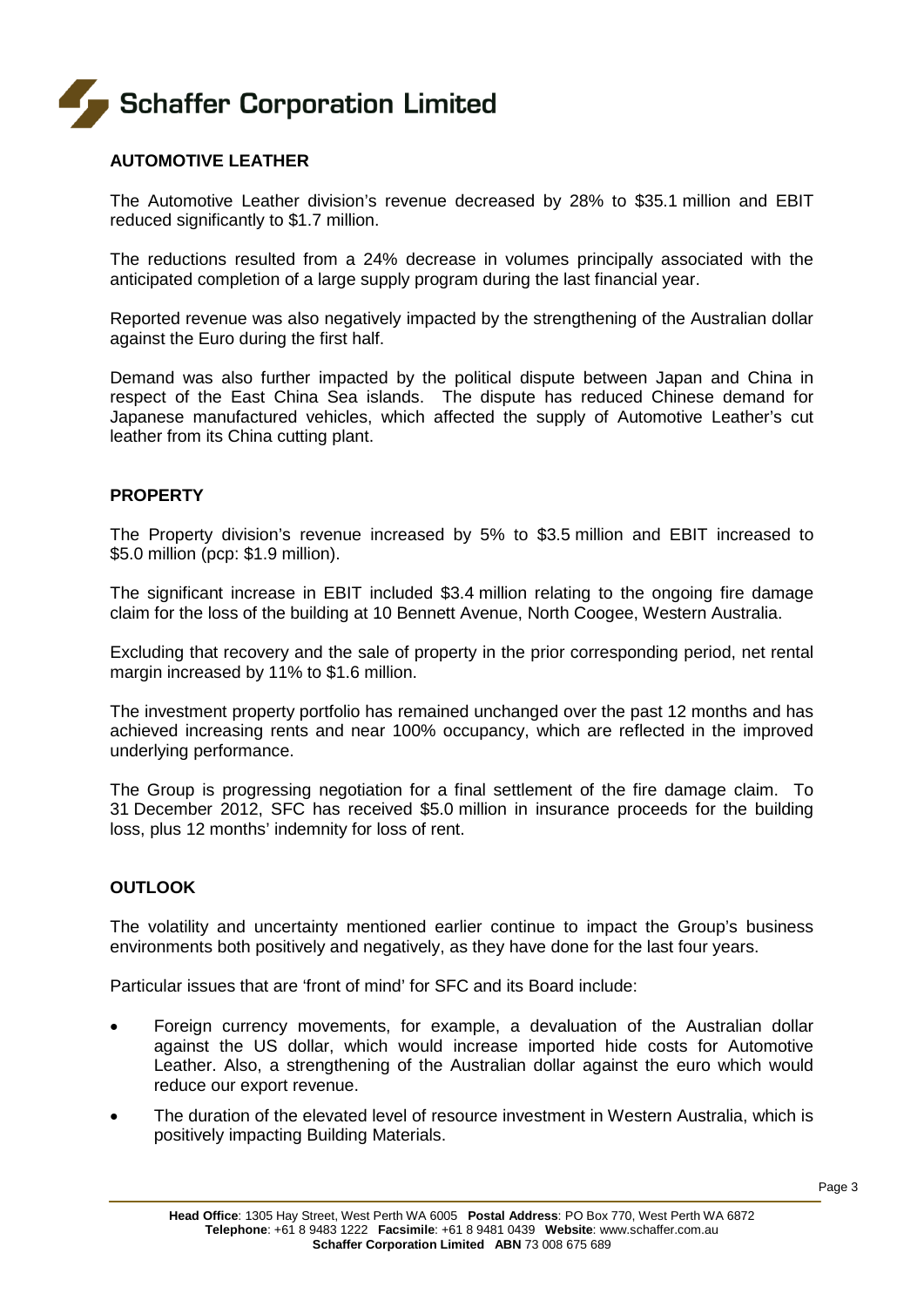## AUTOMOTIVE LEATHER

The Automotive Leather division's revenue decreased by 28% to $35.1 million and EBIT reduced significantly to $1.7 million.

The reductions resulted from a 24% decrease in volumes principally associated with the anticipated completion of a large supply program during the last financial year.

Reported revenue was also negatively impacted by the strengthening of the Australian dollar against the Euro during the first half.

Demand was also further impacted by the political dispute between Japan and China in respect of the East China Sea islands. The dispute has reduced Chinese demand for Japanese manufactured vehicles, which affected the supply of Automotive Leather's cut leather from its China cutting plant.

## PROPERTY

The Property division's revenue increased by 5% to $3.5 million and EBIT increased to $5.0 million (pcp: $1.9 million).

The significant increase in EBIT included $3.4 million relating to the ongoing fire damage claim for the loss of the building at 10 Bennett Avenue, North Coogee, Western Australia.

Excluding that recovery and the sale of property in the prior corresponding period, net rental margin increased by 11% to $1.6 million.

The investment property portfolio has remained unchanged over the past 12 months and has achieved increasing rents and near 100% occupancy, which are reflected in the improved underlying performance.

The Group is progressing negotiation for a final settlement of the fire damage claim. To 31 December 2012, SFC has received $5.0 million in insurance proceeds for the building loss, plus 12 months' indemnity for loss of rent.

## OUTLOOK

The volatility and uncertainty mentioned earlier continue to impact the Group's business environments both positively and negatively, as they have done for the last four years.

Particular issues that are 'front of mind' for SFC and its Board include:

- Foreign currency movements, for example, a devaluation of the Australian dollar against the US dollar, which would increase imported hide costs for Automotive Leather. Also, a strengthening of the Australian dollar against the euro which would reduce our export revenue.
- The duration of the elevated level of resource investment in Western Australia, which is positively impacting Building Materials.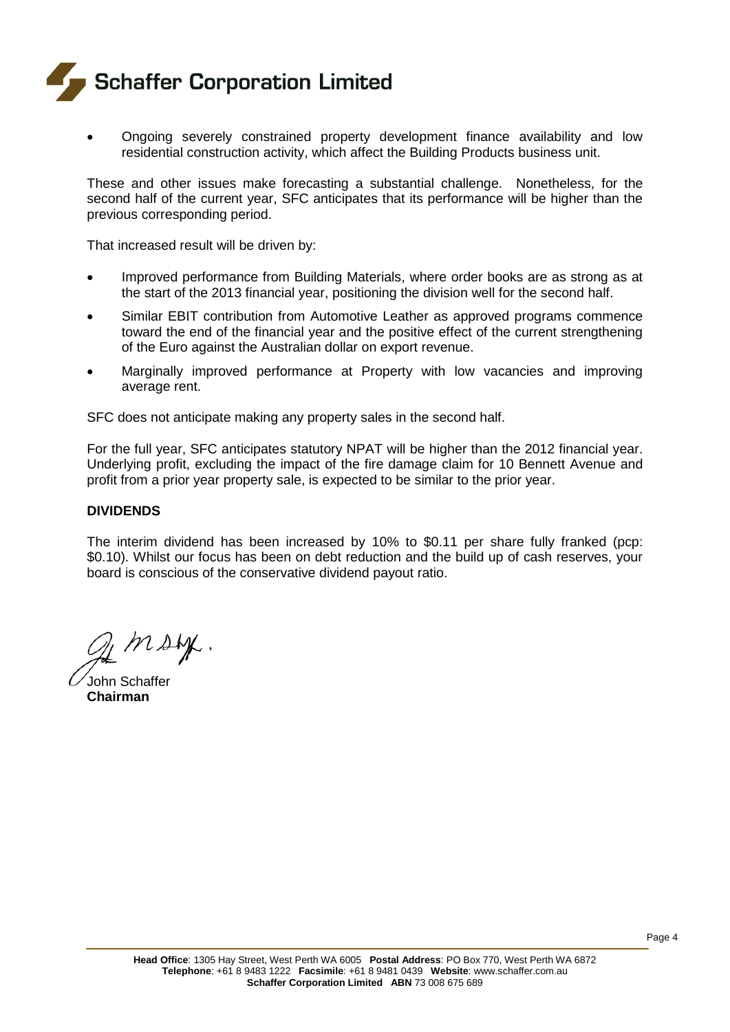- Ongoing severely constrained property development finance availability and low residential construction activity, which affect the Building Products business unit.

These and other issues make forecasting a substantial challenge. Nonetheless, for the second half of the current year, SFC anticipates that its performance will be higher than the previous corresponding period.

That increased result will be driven by:

- Improved performance from Building Materials, where order books are as strong as at the start of the 2013 financial year, positioning the division well for the second half.
- Similar EBIT contribution from Automotive Leather as approved programs commence toward the end of the financial year and the positive effect of the current strengthening of the Euro against the Australian dollar on export revenue.
- Marginally improved performance at Property with low vacancies and improving average rent.

SFC does not anticipate making any property sales in the second half.

For the full year, SFC anticipates statutory NPAT will be higher than the 2012 financial year. Underlying profit, excluding the impact of the fire damage claim for 10 Bennett Avenue and profit from a prior year property sale, is expected to be similar to the prior year.

**DIVIDENDS**

The interim dividend has been increased by 10% to $0.11 per share fully franked (pcp: $0.10). Whilst our focus has been on debt reduction and the build up of cash reserves, your board is conscious of the conservative dividend payout ratio.

John Schaffer
**Chairman**